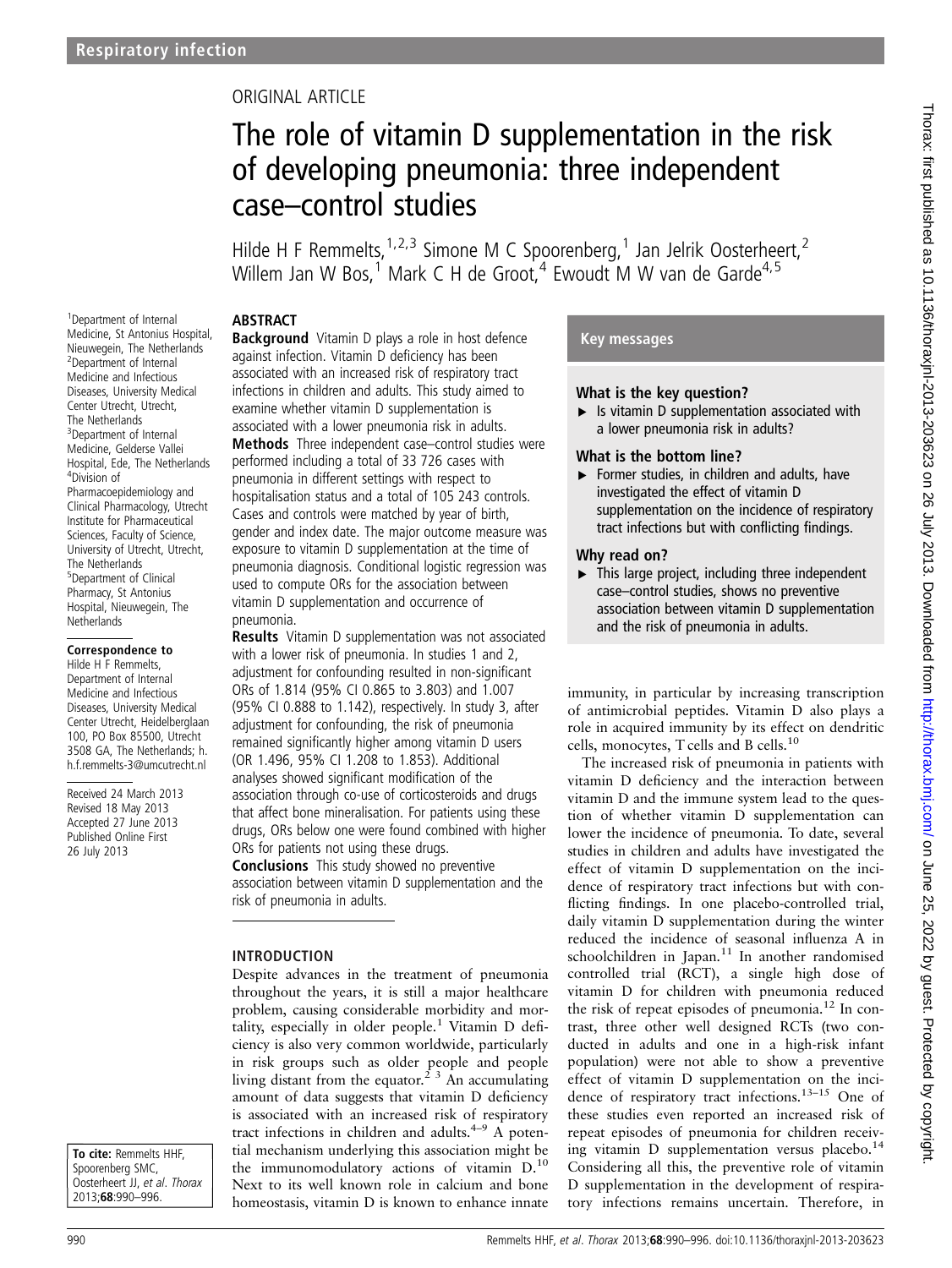ORIGINAL ARTICLE

# The role of vitamin D supplementation in the risk of developing pneumonia: three independent case–control studies

Hilde H F Remmelts,[1,2,3] Simone M C Spoorenberg,[1] Jan Jelrik Oosterheert,[2] Willem Jan W Bos,[1] Mark C H de Groot,[4] Ewoudt M W van de Garde[4,5]

[1]Department of Internal Medicine, St Antonius Hospital, Nieuwegein, The Netherlands
[2]Department of Internal Medicine and Infectious Diseases, University Medical Center Utrecht, Utrecht, The Netherlands
[3]Department of Internal Medicine, Gelderse Vallei Hospital, Ede, The Netherlands
[4]Division of Pharmacoepidemiology and Clinical Pharmacology, Utrecht Institute for Pharmaceutical Sciences, Faculty of Science, University of Utrecht, Utrecht, The Netherlands
[5]Department of Clinical Pharmacy, St Antonius Hospital, Nieuwegein, The Netherlands

**Correspondence to**
Hilde H F Remmelts, Department of Internal Medicine and Infectious Diseases, University Medical Center Utrecht, Heidelberglaan 100, PO Box 85500, Utrecht 3508 GA, The Netherlands; h.f.remmelts-3@umcutrecht.nl

Received 24 March 2013
Revised 18 May 2013
Accepted 27 June 2013
Published Online First 26 July 2013

**To cite:** Remmelts HHF, Spoorenberg SMC, Oosterheert JJ, *et al. Thorax* 2013;**68**:990–996.

## ABSTRACT

**Background** Vitamin D plays a role in host defence against infection. Vitamin D deficiency has been associated with an increased risk of respiratory tract infections in children and adults. This study aimed to examine whether vitamin D supplementation is associated with a lower pneumonia risk in adults.

**Methods** Three independent case–control studies were performed including a total of 33 726 cases with pneumonia in different settings with respect to hospitalisation status and a total of 105 243 controls. Cases and controls were matched by year of birth, gender and index date. The major outcome measure was exposure to vitamin D supplementation at the time of pneumonia diagnosis. Conditional logistic regression was used to compute ORs for the association between vitamin D supplementation and occurrence of pneumonia.

**Results** Vitamin D supplementation was not associated with a lower risk of pneumonia. In studies 1 and 2, adjustment for confounding resulted in non-significant ORs of 1.814 (95% CI 0.865 to 3.803) and 1.007 (95% CI 0.888 to 1.142), respectively. In study 3, after adjustment for confounding, the risk of pneumonia remained significantly higher among vitamin D users (OR 1.496, 95% CI 1.208 to 1.853). Additional analyses showed significant modification of the association through co-use of corticosteroids and drugs that affect bone mineralisation. For patients using these drugs, ORs below one were found combined with higher ORs for patients not using these drugs.

**Conclusions** This study showed no preventive association between vitamin D supplementation and the risk of pneumonia in adults.

## Key messages

### What is the key question?

- Is vitamin D supplementation associated with a lower pneumonia risk in adults?

### What is the bottom line?

- Former studies, in children and adults, have investigated the effect of vitamin D supplementation on the incidence of respiratory tract infections but with conflicting findings.

### Why read on?

- This large project, including three independent case–control studies, shows no preventive association between vitamin D supplementation and the risk of pneumonia in adults.

## INTRODUCTION

Despite advances in the treatment of pneumonia throughout the years, it is still a major healthcare problem, causing considerable morbidity and mortality, especially in older people.[1] Vitamin D deficiency is also very common worldwide, particularly in risk groups such as older people and people living distant from the equator.[2 3] An accumulating amount of data suggests that vitamin D deficiency is associated with an increased risk of respiratory tract infections in children and adults.[4–9] A potential mechanism underlying this association might be the immunomodulatory actions of vitamin D.[10] Next to its well known role in calcium and bone homeostasis, vitamin D is known to enhance innate immunity, in particular by increasing transcription of antimicrobial peptides. Vitamin D also plays a role in acquired immunity by its effect on dendritic cells, monocytes, T cells and B cells.[10]

The increased risk of pneumonia in patients with vitamin D deficiency and the interaction between vitamin D and the immune system lead to the question of whether vitamin D supplementation can lower the incidence of pneumonia. To date, several studies in children and adults have investigated the effect of vitamin D supplementation on the incidence of respiratory tract infections but with conflicting findings. In one placebo-controlled trial, daily vitamin D supplementation during the winter reduced the incidence of seasonal influenza A in schoolchildren in Japan.[11] In another randomised controlled trial (RCT), a single high dose of vitamin D for children with pneumonia reduced the risk of repeat episodes of pneumonia.[12] In contrast, three other well designed RCTs (two conducted in adults and one in a high-risk infant population) were not able to show a preventive effect of vitamin D supplementation on the incidence of respiratory tract infections.[13–15] One of these studies even reported an increased risk of repeat episodes of pneumonia for children receiving vitamin D supplementation versus placebo.[14] Considering all this, the preventive role of vitamin D supplementation in the development of respiratory infections remains uncertain. Therefore, in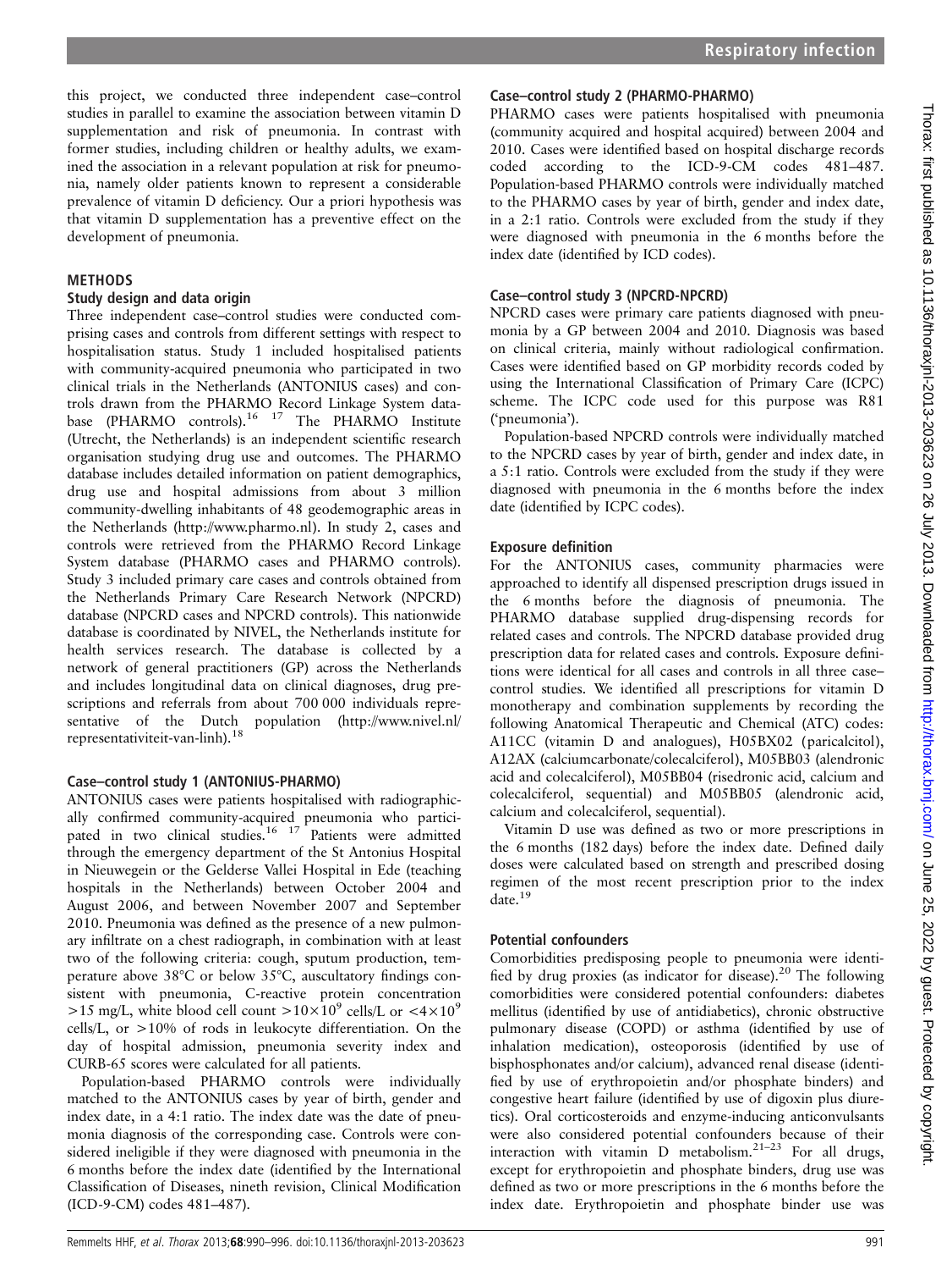this project, we conducted three independent case–control studies in parallel to examine the association between vitamin D supplementation and risk of pneumonia. In contrast with former studies, including children or healthy adults, we examined the association in a relevant population at risk for pneumonia, namely older patients known to represent a considerable prevalence of vitamin D deficiency. Our a priori hypothesis was that vitamin D supplementation has a preventive effect on the development of pneumonia.

## METHODS

### Study design and data origin

Three independent case–control studies were conducted comprising cases and controls from different settings with respect to hospitalisation status. Study 1 included hospitalised patients with community-acquired pneumonia who participated in two clinical trials in the Netherlands (ANTONIUS cases) and controls drawn from the PHARMO Record Linkage System database (PHARMO controls).[16 17] The PHARMO Institute (Utrecht, the Netherlands) is an independent scientific research organisation studying drug use and outcomes. The PHARMO database includes detailed information on patient demographics, drug use and hospital admissions from about 3 million community-dwelling inhabitants of 48 geodemographic areas in the Netherlands (http://www.pharmo.nl). In study 2, cases and controls were retrieved from the PHARMO Record Linkage System database (PHARMO cases and PHARMO controls). Study 3 included primary care cases and controls obtained from the Netherlands Primary Care Research Network (NPCRD) database (NPCRD cases and NPCRD controls). This nationwide database is coordinated by NIVEL, the Netherlands institute for health services research. The database is collected by a network of general practitioners (GP) across the Netherlands and includes longitudinal data on clinical diagnoses, drug prescriptions and referrals from about 700 000 individuals representative of the Dutch population (http://www.nivel.nl/representativiteit-van-linh).[18]

### Case–control study 1 (ANTONIUS-PHARMO)

ANTONIUS cases were patients hospitalised with radiographically confirmed community-acquired pneumonia who participated in two clinical studies.[16 17] Patients were admitted through the emergency department of the St Antonius Hospital in Nieuwegein or the Gelderse Vallei Hospital in Ede (teaching hospitals in the Netherlands) between October 2004 and August 2006, and between November 2007 and September 2010. Pneumonia was defined as the presence of a new pulmonary infiltrate on a chest radiograph, in combination with at least two of the following criteria: cough, sputum production, temperature above 38°C or below 35°C, auscultatory findings consistent with pneumonia, C-reactive protein concentration >15 mg/L, white blood cell count $>10\times10^9$ cells/L or $<4\times10^9$ cells/L, or >10% of rods in leukocyte differentiation. On the day of hospital admission, pneumonia severity index and CURB-65 scores were calculated for all patients.

Population-based PHARMO controls were individually matched to the ANTONIUS cases by year of birth, gender and index date, in a 4:1 ratio. The index date was the date of pneumonia diagnosis of the corresponding case. Controls were considered ineligible if they were diagnosed with pneumonia in the 6 months before the index date (identified by the International Classification of Diseases, nineth revision, Clinical Modification (ICD-9-CM) codes 481–487).

### Case–control study 2 (PHARMO-PHARMO)

PHARMO cases were patients hospitalised with pneumonia (community acquired and hospital acquired) between 2004 and 2010. Cases were identified based on hospital discharge records coded according to the ICD-9-CM codes 481–487. Population-based PHARMO controls were individually matched to the PHARMO cases by year of birth, gender and index date, in a 2:1 ratio. Controls were excluded from the study if they were diagnosed with pneumonia in the 6 months before the index date (identified by ICD codes).

### Case–control study 3 (NPCRD-NPCRD)

NPCRD cases were primary care patients diagnosed with pneumonia by a GP between 2004 and 2010. Diagnosis was based on clinical criteria, mainly without radiological confirmation. Cases were identified based on GP morbidity records coded by using the International Classification of Primary Care (ICPC) scheme. The ICPC code used for this purpose was R81 ('pneumonia').

Population-based NPCRD controls were individually matched to the NPCRD cases by year of birth, gender and index date, in a 5:1 ratio. Controls were excluded from the study if they were diagnosed with pneumonia in the 6 months before the index date (identified by ICPC codes).

### Exposure definition

For the ANTONIUS cases, community pharmacies were approached to identify all dispensed prescription drugs issued in the 6 months before the diagnosis of pneumonia. The PHARMO database supplied drug-dispensing records for related cases and controls. The NPCRD database provided drug prescription data for related cases and controls. Exposure definitions were identical for all cases and controls in all three case–control studies. We identified all prescriptions for vitamin D monotherapy and combination supplements by recording the following Anatomical Therapeutic and Chemical (ATC) codes: A11CC (vitamin D and analogues), H05BX02 (paricalcitol), A12AX (calciumcarbonate/colecalciferol), M05BB03 (alendronic acid and colecalciferol), M05BB04 (risedronic acid, calcium and colecalciferol, sequential) and M05BB05 (alendronic acid, calcium and colecalciferol, sequential).

Vitamin D use was defined as two or more prescriptions in the 6 months (182 days) before the index date. Defined daily doses were calculated based on strength and prescribed dosing regimen of the most recent prescription prior to the index date.[19]

### Potential confounders

Comorbidities predisposing people to pneumonia were identified by drug proxies (as indicator for disease).[20] The following comorbidities were considered potential confounders: diabetes mellitus (identified by use of antidiabetics), chronic obstructive pulmonary disease (COPD) or asthma (identified by use of inhalation medication), osteoporosis (identified by use of bisphosphonates and/or calcium), advanced renal disease (identified by use of erythropoietin and/or phosphate binders) and congestive heart failure (identified by use of digoxin plus diuretics). Oral corticosteroids and enzyme-inducing anticonvulsants were also considered potential confounders because of their interaction with vitamin D metabolism.[21–23] For all drugs, except for erythropoietin and phosphate binders, drug use was defined as two or more prescriptions in the 6 months before the index date. Erythropoietin and phosphate binder use was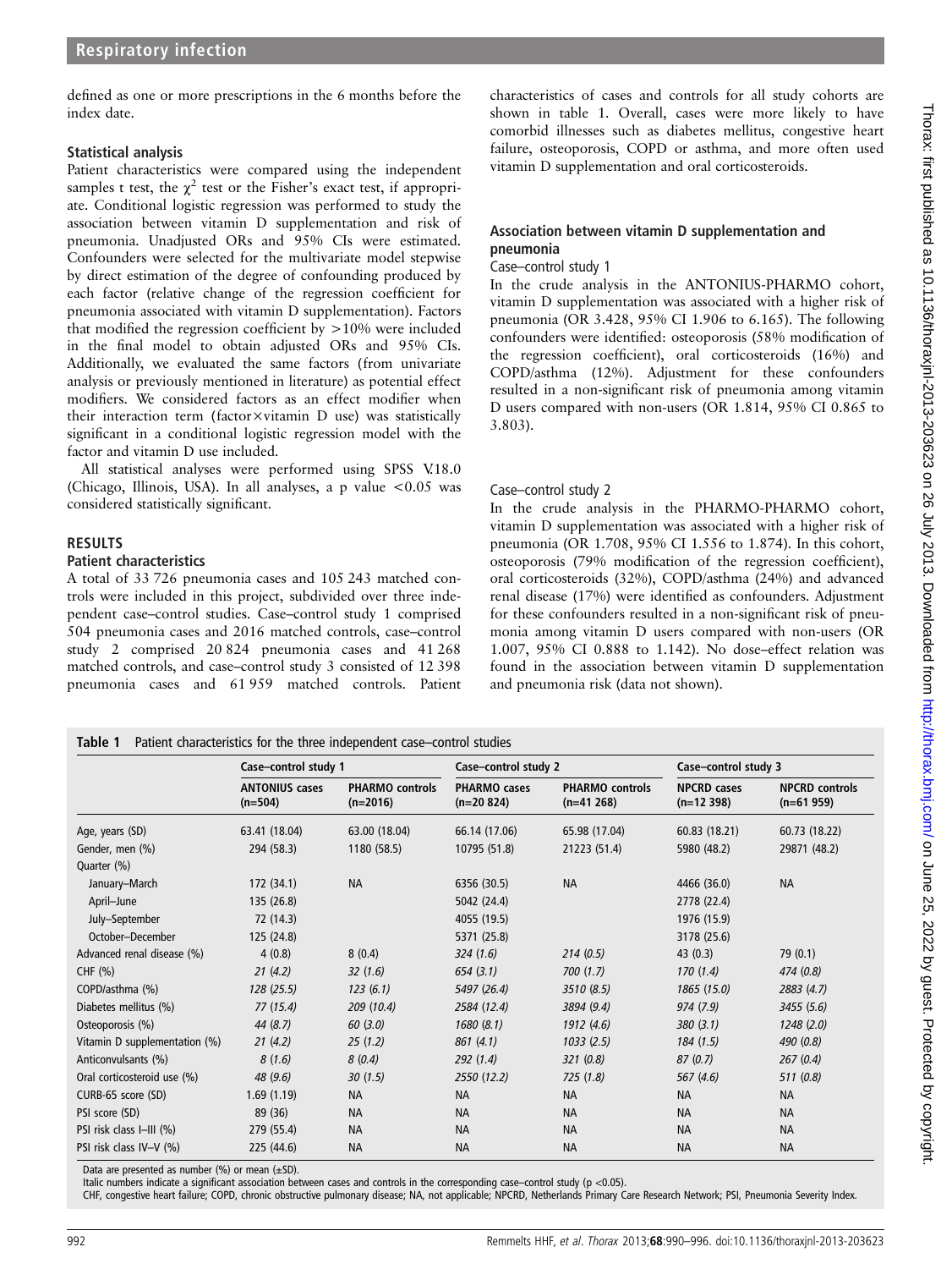defined as one or more prescriptions in the 6 months before the index date.

### Statistical analysis

Patient characteristics were compared using the independent samples t test, the $\chi^2$ test or the Fisher's exact test, if appropriate. Conditional logistic regression was performed to study the association between vitamin D supplementation and risk of pneumonia. Unadjusted ORs and 95% CIs were estimated. Confounders were selected for the multivariate model stepwise by direct estimation of the degree of confounding produced by each factor (relative change of the regression coefficient for pneumonia associated with vitamin D supplementation). Factors that modified the regression coefficient by >10% were included in the final model to obtain adjusted ORs and 95% CIs. Additionally, we evaluated the same factors (from univariate analysis or previously mentioned in literature) as potential effect modifiers. We considered factors as an effect modifier when their interaction term (factor×vitamin D use) was statistically significant in a conditional logistic regression model with the factor and vitamin D use included.

All statistical analyses were performed using SPSS V.18.0 (Chicago, Illinois, USA). In all analyses, a p value <0.05 was considered statistically significant.

## RESULTS

### Patient characteristics

A total of 33 726 pneumonia cases and 105 243 matched controls were included in this project, subdivided over three independent case–control studies. Case–control study 1 comprised 504 pneumonia cases and 2016 matched controls, case–control study 2 comprised 20 824 pneumonia cases and 41 268 matched controls, and case–control study 3 consisted of 12 398 pneumonia cases and 61 959 matched controls. Patient characteristics of cases and controls for all study cohorts are shown in table 1. Overall, cases were more likely to have comorbid illnesses such as diabetes mellitus, congestive heart failure, osteoporosis, COPD or asthma, and more often used vitamin D supplementation and oral corticosteroids.

### Association between vitamin D supplementation and pneumonia

#### Case–control study 1

In the crude analysis in the ANTONIUS-PHARMO cohort, vitamin D supplementation was associated with a higher risk of pneumonia (OR 3.428, 95% CI 1.906 to 6.165). The following confounders were identified: osteoporosis (58% modification of the regression coefficient), oral corticosteroids (16%) and COPD/asthma (12%). Adjustment for these confounders resulted in a non-significant risk of pneumonia among vitamin D users compared with non-users (OR 1.814, 95% CI 0.865 to 3.803).

#### Case–control study 2

In the crude analysis in the PHARMO-PHARMO cohort, vitamin D supplementation was associated with a higher risk of pneumonia (OR 1.708, 95% CI 1.556 to 1.874). In this cohort, osteoporosis (79% modification of the regression coefficient), oral corticosteroids (32%), COPD/asthma (24%) and advanced renal disease (17%) were identified as confounders. Adjustment for these confounders resulted in a non-significant risk of pneumonia among vitamin D users compared with non-users (OR 1.007, 95% CI 0.888 to 1.142). No dose–effect relation was found in the association between vitamin D supplementation and pneumonia risk (data not shown).

**Table 1** Patient characteristics for the three independent case–control studies

| | Case–control study 1 | | Case–control study 2 | | Case–control study 3 | |
|---|---|---|---|---|---|---|
| | ANTONIUS cases (n=504) | PHARMO controls (n=2016) | PHARMO cases (n=20 824) | PHARMO controls (n=41 268) | NPCRD cases (n=12 398) | NPCRD controls (n=61 959) |
| Age, years (SD) | 63.41 (18.04) | 63.00 (18.04) | 66.14 (17.06) | 65.98 (17.04) | 60.83 (18.21) | 60.73 (18.22) |
| Gender, men (%) | 294 (58.3) | 1180 (58.5) | 10795 (51.8) | 21223 (51.4) | 5980 (48.2) | 29871 (48.2) |
| Quarter (%) | | | | | | |
| January–March | 172 (34.1) | NA | 6356 (30.5) | NA | 4466 (36.0) | NA |
| April–June | 135 (26.8) | | 5042 (24.4) | | 2778 (22.4) | |
| July–September | 72 (14.3) | | 4055 (19.5) | | 1976 (15.9) | |
| October–December | 125 (24.8) | | 5371 (25.8) | | 3178 (25.6) | |
| Advanced renal disease (%) | 4 (0.8) | 8 (0.4) | *324 (1.6)* | *214 (0.5)* | 43 (0.3) | 79 (0.1) |
| CHF (%) | *21 (4.2)* | *32 (1.6)* | *654 (3.1)* | *700 (1.7)* | *170 (1.4)* | *474 (0.8)* |
| COPD/asthma (%) | *128 (25.5)* | *123 (6.1)* | *5497 (26.4)* | *3510 (8.5)* | *1865 (15.0)* | *2883 (4.7)* |
| Diabetes mellitus (%) | *77 (15.4)* | *209 (10.4)* | *2584 (12.4)* | *3894 (9.4)* | *974 (7.9)* | *3455 (5.6)* |
| Osteoporosis (%) | *44 (8.7)* | *60 (3.0)* | *1680 (8.1)* | *1912 (4.6)* | *380 (3.1)* | *1248 (2.0)* |
| Vitamin D supplementation (%) | *21 (4.2)* | *25 (1.2)* | *861 (4.1)* | *1033 (2.5)* | *184 (1.5)* | *490 (0.8)* |
| Anticonvulsants (%) | *8 (1.6)* | *8 (0.4)* | *292 (1.4)* | *321 (0.8)* | *87 (0.7)* | *267 (0.4)* |
| Oral corticosteroid use (%) | *48 (9.6)* | *30 (1.5)* | *2550 (12.2)* | *725 (1.8)* | *567 (4.6)* | *511 (0.8)* |
| CURB-65 score (SD) | 1.69 (1.19) | NA | NA | NA | NA | NA |
| PSI score (SD) | 89 (36) | NA | NA | NA | NA | NA |
| PSI risk class I–III (%) | 279 (55.4) | NA | NA | NA | NA | NA |
| PSI risk class IV–V (%) | 225 (44.6) | NA | NA | NA | NA | NA |

Data are presented as number (%) or mean (±SD).
Italic numbers indicate a significant association between cases and controls in the corresponding case–control study (p <0.05).
CHF, congestive heart failure; COPD, chronic obstructive pulmonary disease; NA, not applicable; NPCRD, Netherlands Primary Care Research Network; PSI, Pneumonia Severity Index.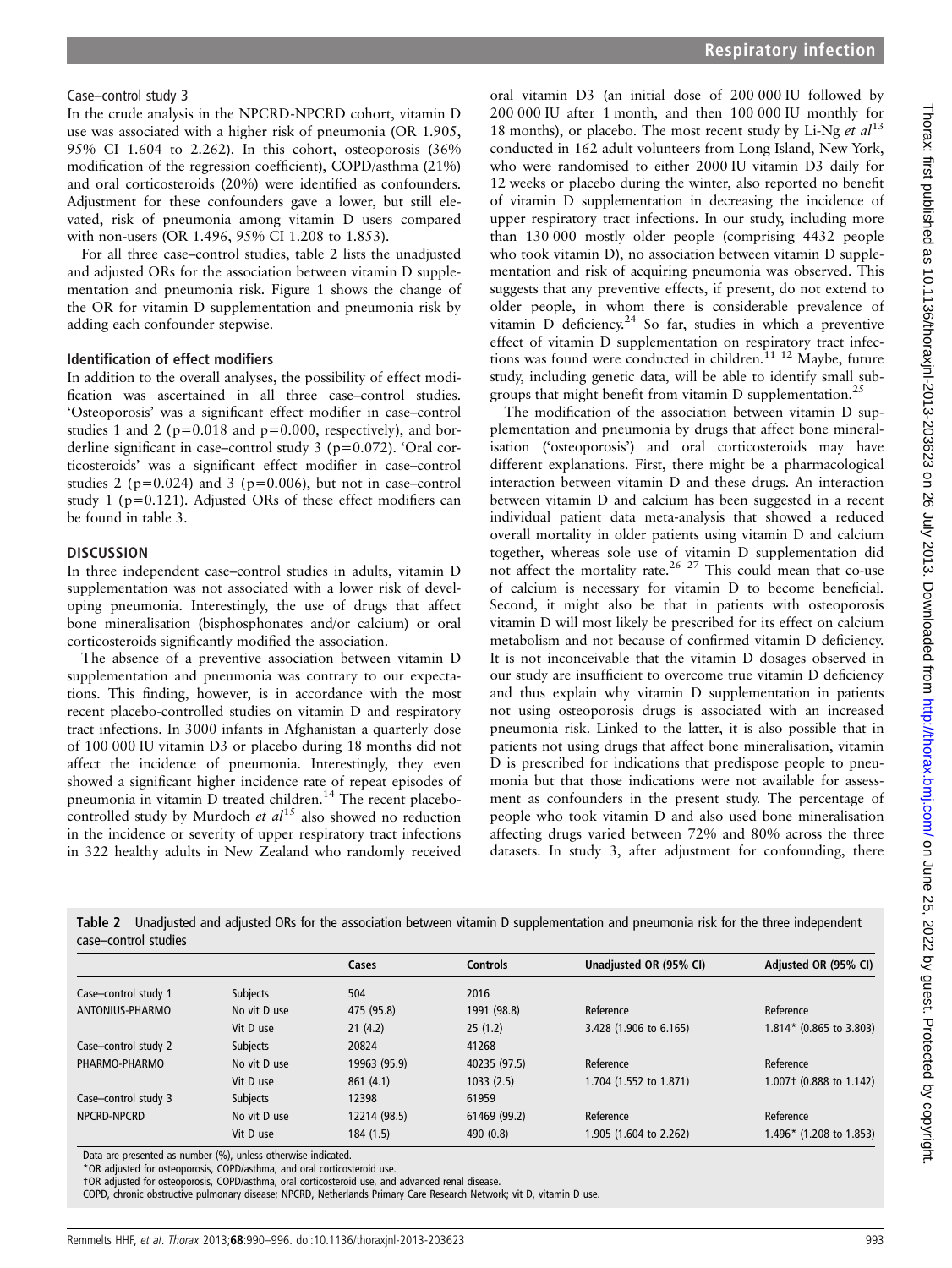### Case–control study 3

In the crude analysis in the NPCRD-NPCRD cohort, vitamin D use was associated with a higher risk of pneumonia (OR 1.905, 95% CI 1.604 to 2.262). In this cohort, osteoporosis (36% modification of the regression coefficient), COPD/asthma (21%) and oral corticosteroids (20%) were identified as confounders. Adjustment for these confounders gave a lower, but still elevated, risk of pneumonia among vitamin D users compared with non-users (OR 1.496, 95% CI 1.208 to 1.853).

For all three case–control studies, table 2 lists the unadjusted and adjusted ORs for the association between vitamin D supplementation and pneumonia risk. Figure 1 shows the change of the OR for vitamin D supplementation and pneumonia risk by adding each confounder stepwise.

### Identification of effect modifiers

In addition to the overall analyses, the possibility of effect modification was ascertained in all three case–control studies. 'Osteoporosis' was a significant effect modifier in case–control studies 1 and 2 (p=0.018 and p=0.000, respectively), and borderline significant in case–control study 3 (p=0.072). 'Oral corticosteroids' was a significant effect modifier in case–control studies 2 (p=0.024) and 3 (p=0.006), but not in case–control study 1 (p=0.121). Adjusted ORs of these effect modifiers can be found in table 3.

## DISCUSSION

In three independent case–control studies in adults, vitamin D supplementation was not associated with a lower risk of developing pneumonia. Interestingly, the use of drugs that affect bone mineralisation (bisphosphonates and/or calcium) or oral corticosteroids significantly modified the association.

The absence of a preventive association between vitamin D supplementation and pneumonia was contrary to our expectations. This finding, however, is in accordance with the most recent placebo-controlled studies on vitamin D and respiratory tract infections. In 3000 infants in Afghanistan a quarterly dose of 100 000 IU vitamin D3 or placebo during 18 months did not affect the incidence of pneumonia. Interestingly, they even showed a significant higher incidence rate of repeat episodes of pneumonia in vitamin D treated children.[14] The recent placebo-controlled study by Murdoch *et al*[15] also showed no reduction in the incidence or severity of upper respiratory tract infections in 322 healthy adults in New Zealand who randomly received oral vitamin D3 (an initial dose of 200 000 IU followed by 200 000 IU after 1 month, and then 100 000 IU monthly for 18 months), or placebo. The most recent study by Li-Ng *et al*[13] conducted in 162 adult volunteers from Long Island, New York, who were randomised to either 2000 IU vitamin D3 daily for 12 weeks or placebo during the winter, also reported no benefit of vitamin D supplementation in decreasing the incidence of upper respiratory tract infections. In our study, including more than 130 000 mostly older people (comprising 4432 people who took vitamin D), no association between vitamin D supplementation and risk of acquiring pneumonia was observed. This suggests that any preventive effects, if present, do not extend to older people, in whom there is considerable prevalence of vitamin D deficiency.[24] So far, studies in which a preventive effect of vitamin D supplementation on respiratory tract infections was found were conducted in children.[11,12] Maybe, future study, including genetic data, will be able to identify small subgroups that might benefit from vitamin D supplementation.[25]

The modification of the association between vitamin D supplementation and pneumonia by drugs that affect bone mineralisation ('osteoporosis') and oral corticosteroids may have different explanations. First, there might be a pharmacological interaction between vitamin D and these drugs. An interaction between vitamin D and calcium has been suggested in a recent individual patient data meta-analysis that showed a reduced overall mortality in older patients using vitamin D and calcium together, whereas sole use of vitamin D supplementation did not affect the mortality rate.[26,27] This could mean that co-use of calcium is necessary for vitamin D to become beneficial. Second, it might also be that in patients with osteoporosis vitamin D will most likely be prescribed for its effect on calcium metabolism and not because of confirmed vitamin D deficiency. It is not inconceivable that the vitamin D dosages observed in our study are insufficient to overcome true vitamin D deficiency and thus explain why vitamin D supplementation in patients not using osteoporosis drugs is associated with an increased pneumonia risk. Linked to the latter, it is also possible that in patients not using drugs that affect bone mineralisation, vitamin D is prescribed for indications that predispose people to pneumonia but that those indications were not available for assessment as confounders in the present study. The percentage of people who took vitamin D and also used bone mineralisation affecting drugs varied between 72% and 80% across the three datasets. In study 3, after adjustment for confounding, there

**Table 2** Unadjusted and adjusted ORs for the association between vitamin D supplementation and pneumonia risk for the three independent case–control studies

| | | Cases | Controls | Unadjusted OR (95% CI) | Adjusted OR (95% CI) |
|---|---|---|---|---|---|
| Case–control study 1 | Subjects | 504 | 2016 | | |
| ANTONIUS-PHARMO | No vit D use | 475 (95.8) | 1991 (98.8) | Reference | Reference |
| | Vit D use | 21 (4.2) | 25 (1.2) | 3.428 (1.906 to 6.165) | 1.814* (0.865 to 3.803) |
| Case–control study 2 | Subjects | 20824 | 41268 | | |
| PHARMO-PHARMO | No vit D use | 19963 (95.9) | 40235 (97.5) | Reference | Reference |
| | Vit D use | 861 (4.1) | 1033 (2.5) | 1.704 (1.552 to 1.871) | 1.007† (0.888 to 1.142) |
| Case–control study 3 | Subjects | 12398 | 61959 | | |
| NPCRD-NPCRD | No vit D use | 12214 (98.5) | 61469 (99.2) | Reference | Reference |
| | Vit D use | 184 (1.5) | 490 (0.8) | 1.905 (1.604 to 2.262) | 1.496* (1.208 to 1.853) |

Data are presented as number (%), unless otherwise indicated.
*OR adjusted for osteoporosis, COPD/asthma, and oral corticosteroid use.
†OR adjusted for osteoporosis, COPD/asthma, oral corticosteroid use, and advanced renal disease.
COPD, chronic obstructive pulmonary disease; NPCRD, Netherlands Primary Care Research Network; vit D, vitamin D use.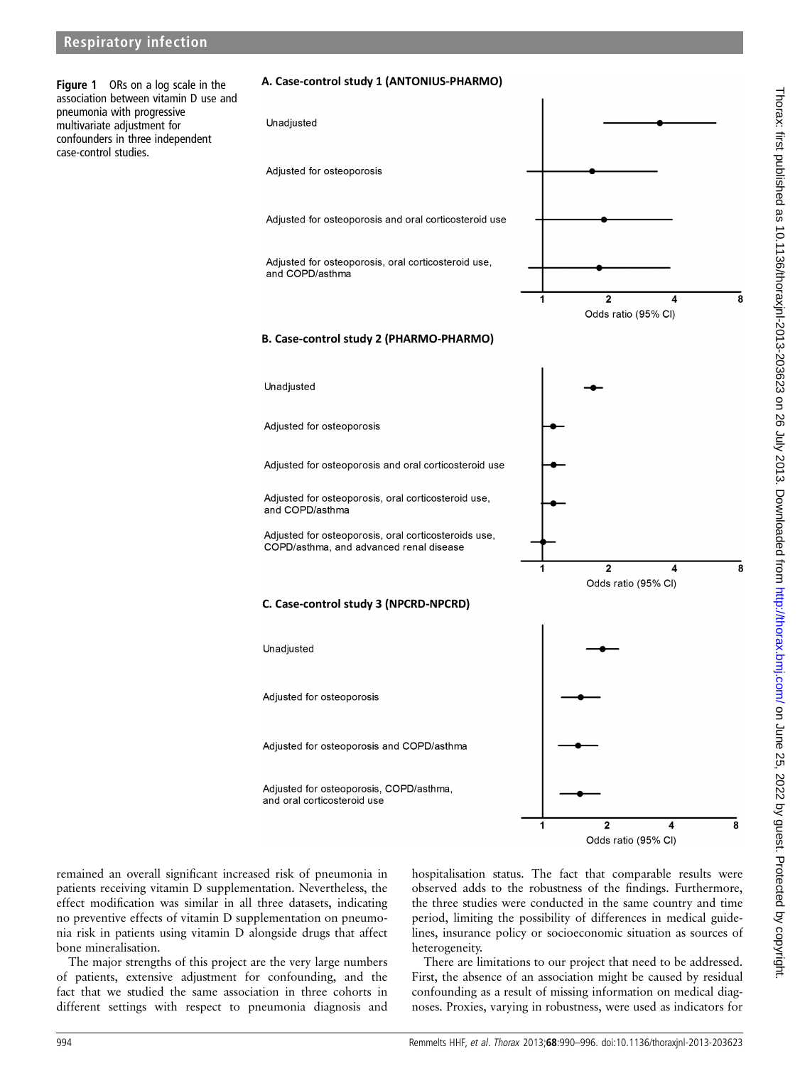**Figure 1** ORs on a log scale in the association between vitamin D use and pneumonia with progressive multivariate adjustment for confounders in three independent case-control studies.

**A. Case-control study 1 (ANTONIUS-PHARMO)**

- Unadjusted
- Adjusted for osteoporosis
- Adjusted for osteoporosis and oral corticosteroid use
- Adjusted for osteoporosis, oral corticosteroid use, and COPD/asthma

Odds ratio (95% CI): 1, 2, 4, 8

**B. Case-control study 2 (PHARMO-PHARMO)**

- Unadjusted
- Adjusted for osteoporosis
- Adjusted for osteoporosis and oral corticosteroid use
- Adjusted for osteoporosis, oral corticosteroid use, and COPD/asthma
- Adjusted for osteoporosis, oral corticosteroids use, COPD/asthma, and advanced renal disease

Odds ratio (95% CI): 1, 2, 4, 8

**C. Case-control study 3 (NPCRD-NPCRD)**

- Unadjusted
- Adjusted for osteoporosis
- Adjusted for osteoporosis and COPD/asthma
- Adjusted for osteoporosis, COPD/asthma, and oral corticosteroid use

Odds ratio (95% CI): 1, 2, 4, 8

remained an overall significant increased risk of pneumonia in patients receiving vitamin D supplementation. Nevertheless, the effect modification was similar in all three datasets, indicating no preventive effects of vitamin D supplementation on pneumonia risk in patients using vitamin D alongside drugs that affect bone mineralisation.

The major strengths of this project are the very large numbers of patients, extensive adjustment for confounding, and the fact that we studied the same association in three cohorts in different settings with respect to pneumonia diagnosis and hospitalisation status. The fact that comparable results were observed adds to the robustness of the findings. Furthermore, the three studies were conducted in the same country and time period, limiting the possibility of differences in medical guidelines, insurance policy or socioeconomic situation as sources of heterogeneity.

There are limitations to our project that need to be addressed. First, the absence of an association might be caused by residual confounding as a result of missing information on medical diagnoses. Proxies, varying in robustness, were used as indicators for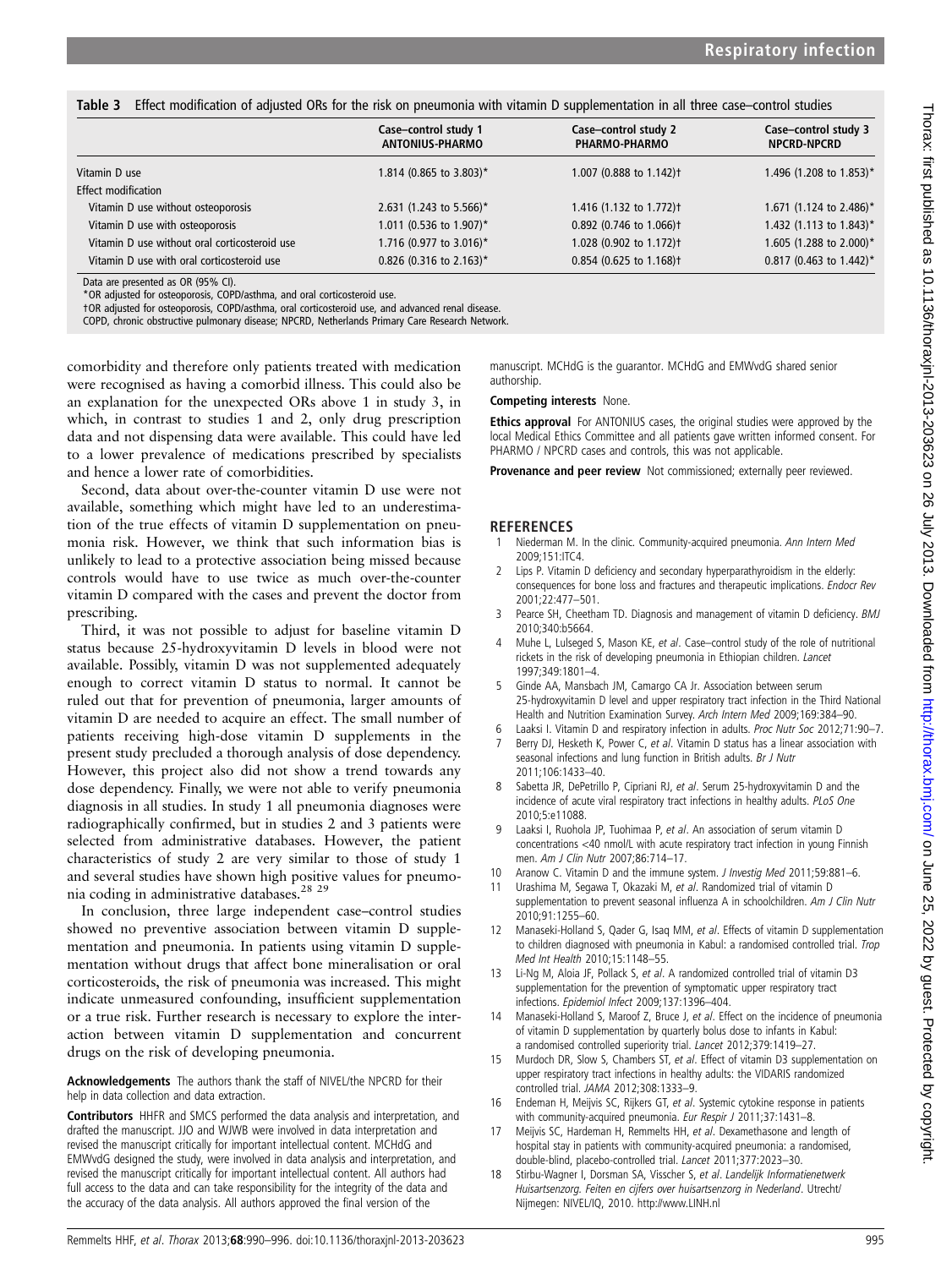**Table 3** Effect modification of adjusted ORs for the risk on pneumonia with vitamin D supplementation in all three case–control studies

| | Case–control study 1 ANTONIUS-PHARMO | Case–control study 2 PHARMO-PHARMO | Case–control study 3 NPCRD-NPCRD |
|---|---|---|---|
| Vitamin D use | 1.814 (0.865 to 3.803)* | 1.007 (0.888 to 1.142)† | 1.496 (1.208 to 1.853)* |
| Effect modification | | | |
| Vitamin D use without osteoporosis | 2.631 (1.243 to 5.566)* | 1.416 (1.132 to 1.772)† | 1.671 (1.124 to 2.486)* |
| Vitamin D use with osteoporosis | 1.011 (0.536 to 1.907)* | 0.892 (0.746 to 1.066)† | 1.432 (1.113 to 1.843)* |
| Vitamin D use without oral corticosteroid use | 1.716 (0.977 to 3.016)* | 1.028 (0.902 to 1.172)† | 1.605 (1.288 to 2.000)* |
| Vitamin D use with oral corticosteroid use | 0.826 (0.316 to 2.163)* | 0.854 (0.625 to 1.168)† | 0.817 (0.463 to 1.442)* |

Data are presented as OR (95% CI).
*OR adjusted for osteoporosis, COPD/asthma, and oral corticosteroid use.
†OR adjusted for osteoporosis, COPD/asthma, oral corticosteroid use, and advanced renal disease.
COPD, chronic obstructive pulmonary disease; NPCRD, Netherlands Primary Care Research Network.

comorbidity and therefore only patients treated with medication were recognised as having a comorbid illness. This could also be an explanation for the unexpected ORs above 1 in study 3, in which, in contrast to studies 1 and 2, only drug prescription data and not dispensing data were available. This could have led to a lower prevalence of medications prescribed by specialists and hence a lower rate of comorbidities.

Second, data about over-the-counter vitamin D use were not available, something which might have led to an underestimation of the true effects of vitamin D supplementation on pneumonia risk. However, we think that such information bias is unlikely to lead to a protective association being missed because controls would have to use twice as much over-the-counter vitamin D compared with the cases and prevent the doctor from prescribing.

Third, it was not possible to adjust for baseline vitamin D status because 25-hydroxyvitamin D levels in blood were not available. Possibly, vitamin D was not supplemented adequately enough to correct vitamin D status to normal. It cannot be ruled out that for prevention of pneumonia, larger amounts of vitamin D are needed to acquire an effect. The small number of patients receiving high-dose vitamin D supplements in the present study precluded a thorough analysis of dose dependency. However, this project also did not show a trend towards any dose dependency. Finally, we were not able to verify pneumonia diagnosis in all studies. In study 1 all pneumonia diagnoses were radiographically confirmed, but in studies 2 and 3 patients were selected from administrative databases. However, the patient characteristics of study 2 are very similar to those of study 1 and several studies have shown high positive values for pneumonia coding in administrative databases.[28 29]

In conclusion, three large independent case–control studies showed no preventive association between vitamin D supplementation and pneumonia. In patients using vitamin D supplementation without drugs that affect bone mineralisation or oral corticosteroids, the risk of pneumonia was increased. This might indicate unmeasured confounding, insufficient supplementation or a true risk. Further research is necessary to explore the interaction between vitamin D supplementation and concurrent drugs on the risk of developing pneumonia.

**Acknowledgements** The authors thank the staff of NIVEL/the NPCRD for their help in data collection and data extraction.

**Contributors** HHFR and SMCS performed the data analysis and interpretation, and drafted the manuscript. JJO and WJWB were involved in data interpretation and revised the manuscript critically for important intellectual content. MCHdG and EMWvdG designed the study, were involved in data analysis and interpretation, and revised the manuscript critically for important intellectual content. All authors had full access to the data and can take responsibility for the integrity of the data and the accuracy of the data analysis. All authors approved the final version of the manuscript. MCHdG is the guarantor. MCHdG and EMWvdG shared senior authorship.

**Competing interests** None.

**Ethics approval** For ANTONIUS cases, the original studies were approved by the local Medical Ethics Committee and all patients gave written informed consent. For PHARMO / NPCRD cases and controls, this was not applicable.

**Provenance and peer review** Not commissioned; externally peer reviewed.

## REFERENCES

1. Niederman M. In the clinic. Community-acquired pneumonia. *Ann Intern Med* 2009;151:ITC4.
2. Lips P. Vitamin D deficiency and secondary hyperparathyroidism in the elderly: consequences for bone loss and fractures and therapeutic implications. *Endocr Rev* 2001;22:477–501.
3. Pearce SH, Cheetham TD. Diagnosis and management of vitamin D deficiency. *BMJ* 2010;340:b5664.
4. Muhe L, Lulseged S, Mason KE, *et al*. Case–control study of the role of nutritional rickets in the risk of developing pneumonia in Ethiopian children. *Lancet* 1997;349:1801–4.
5. Ginde AA, Mansbach JM, Camargo CA Jr. Association between serum 25-hydroxyvitamin D level and upper respiratory tract infection in the Third National Health and Nutrition Examination Survey. *Arch Intern Med* 2009;169:384–90.
6. Laaksi I. Vitamin D and respiratory infection in adults. *Proc Nutr Soc* 2012;71:90–7.
7. Berry DJ, Hesketh K, Power C, *et al*. Vitamin D status has a linear association with seasonal infections and lung function in British adults. *Br J Nutr* 2011;106:1433–40.
8. Sabetta JR, DePetrillo P, Cipriani RJ, *et al*. Serum 25-hydroxyvitamin D and the incidence of acute viral respiratory tract infections in healthy adults. *PLoS One* 2010;5:e11088.
9. Laaksi I, Ruohola JP, Tuohimaa P, *et al*. An association of serum vitamin D concentrations <40 nmol/L with acute respiratory tract infection in young Finnish men. *Am J Clin Nutr* 2007;86:714–17.
10. Aranow C. Vitamin D and the immune system. *J Investig Med* 2011;59:881–6.
11. Urashima M, Segawa T, Okazaki M, *et al*. Randomized trial of vitamin D supplementation to prevent seasonal influenza A in schoolchildren. *Am J Clin Nutr* 2010;91:1255–60.
12. Manaseki-Holland S, Qader G, Isaq MM, *et al*. Effects of vitamin D supplementation to children diagnosed with pneumonia in Kabul: a randomised controlled trial. *Trop Med Int Health* 2010;15:1148–55.
13. Li-Ng M, Aloia JF, Pollack S, *et al*. A randomized controlled trial of vitamin D3 supplementation for the prevention of symptomatic upper respiratory tract infections. *Epidemiol Infect* 2009;137:1396–404.
14. Manaseki-Holland S, Maroof Z, Bruce J, *et al*. Effect on the incidence of pneumonia of vitamin D supplementation by quarterly bolus dose to infants in Kabul: a randomised controlled superiority trial. *Lancet* 2012;379:1419–27.
15. Murdoch DR, Slow S, Chambers ST, *et al*. Effect of vitamin D3 supplementation on upper respiratory tract infections in healthy adults: the VIDARIS randomized controlled trial. *JAMA* 2012;308:1333–9.
16. Endeman H, Meijvis SC, Rijkers GT, *et al*. Systemic cytokine response in patients with community-acquired pneumonia. *Eur Respir J* 2011;37:1431–8.
17. Meijvis SC, Hardeman H, Remmelts HH, *et al*. Dexamethasone and length of hospital stay in patients with community-acquired pneumonia: a randomised, double-blind, placebo-controlled trial. *Lancet* 2011;377:2023–30.
18. Stirbu-Wagner I, Dorsman SA, Visscher S, *et al*. *Landelijk Informatienetwerk Huisartsenzorg. Feiten en cijfers over huisartsenzorg in Nederland*. Utrecht/ Nijmegen: NIVEL/IQ, 2010. http://www.LINH.nl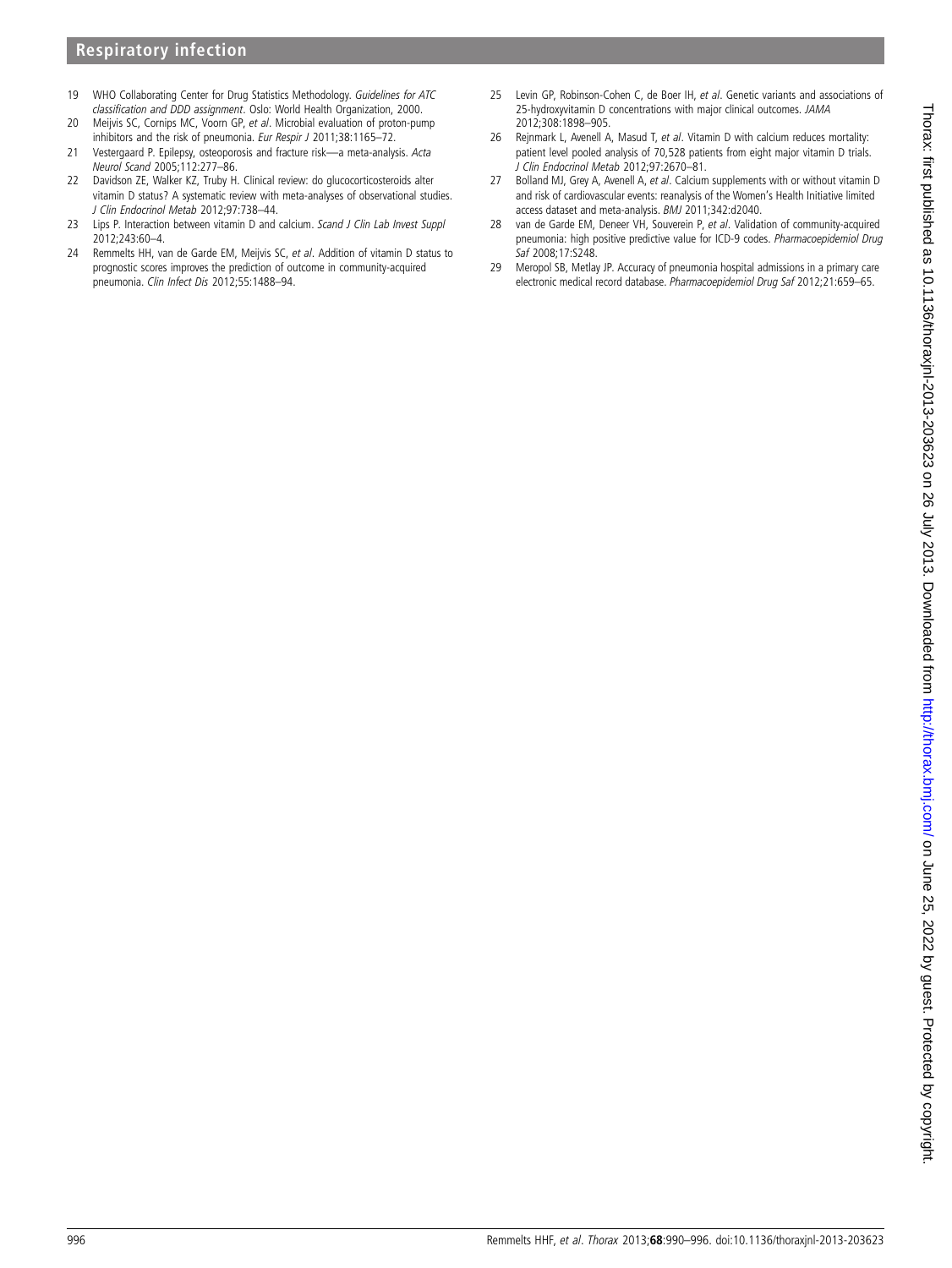19 WHO Collaborating Center for Drug Statistics Methodology. *Guidelines for ATC classification and DDD assignment*. Oslo: World Health Organization, 2000.
20 Meijvis SC, Cornips MC, Voorn GP, *et al*. Microbial evaluation of proton-pump inhibitors and the risk of pneumonia. *Eur Respir J* 2011;38:1165–72.
21 Vestergaard P. Epilepsy, osteoporosis and fracture risk—a meta-analysis. *Acta Neurol Scand* 2005;112:277–86.
22 Davidson ZE, Walker KZ, Truby H. Clinical review: do glucocorticosteroids alter vitamin D status? A systematic review with meta-analyses of observational studies. *J Clin Endocrinol Metab* 2012;97:738–44.
23 Lips P. Interaction between vitamin D and calcium. *Scand J Clin Lab Invest Suppl* 2012;243:60–4.
24 Remmelts HH, van de Garde EM, Meijvis SC, *et al*. Addition of vitamin D status to prognostic scores improves the prediction of outcome in community-acquired pneumonia. *Clin Infect Dis* 2012;55:1488–94.
25 Levin GP, Robinson-Cohen C, de Boer IH, *et al*. Genetic variants and associations of 25-hydroxyvitamin D concentrations with major clinical outcomes. *JAMA* 2012;308:1898–905.
26 Rejnmark L, Avenell A, Masud T, *et al*. Vitamin D with calcium reduces mortality: patient level pooled analysis of 70,528 patients from eight major vitamin D trials. *J Clin Endocrinol Metab* 2012;97:2670–81.
27 Bolland MJ, Grey A, Avenell A, *et al*. Calcium supplements with or without vitamin D and risk of cardiovascular events: reanalysis of the Women's Health Initiative limited access dataset and meta-analysis. *BMJ* 2011;342:d2040.
28 van de Garde EM, Deneer VH, Souverein P, *et al*. Validation of community-acquired pneumonia: high positive predictive value for ICD-9 codes. *Pharmacoepidemiol Drug Saf* 2008;17:S248.
29 Meropol SB, Metlay JP. Accuracy of pneumonia hospital admissions in a primary care electronic medical record database. *Pharmacoepidemiol Drug Saf* 2012;21:659–65.